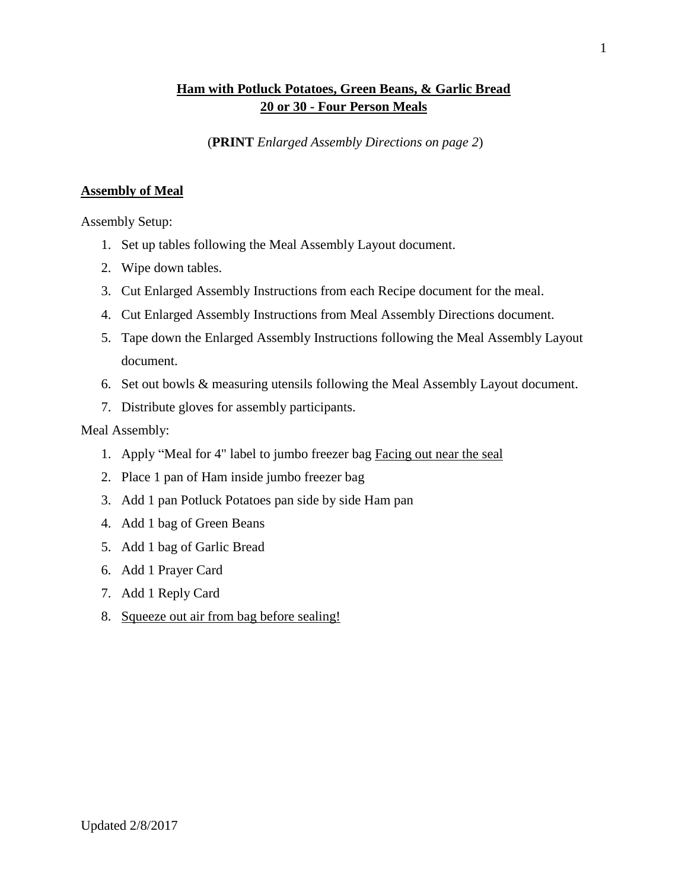**Ham with Potluck Potatoes, Green Beans, & Garlic Bread**
**20 or 30 - Four Person Meals**

(**PRINT** *Enlarged Assembly Directions on page 2*)

## Assembly of Meal

Assembly Setup:

1. Set up tables following the Meal Assembly Layout document.
2. Wipe down tables.
3. Cut Enlarged Assembly Instructions from each Recipe document for the meal.
4. Cut Enlarged Assembly Instructions from Meal Assembly Directions document.
5. Tape down the Enlarged Assembly Instructions following the Meal Assembly Layout document.
6. Set out bowls & measuring utensils following the Meal Assembly Layout document.
7. Distribute gloves for assembly participants.

Meal Assembly:

1. Apply "Meal for 4" label to jumbo freezer bag <u>Facing out near the seal</u>
2. Place 1 pan of Ham inside jumbo freezer bag
3. Add 1 pan Potluck Potatoes pan side by side Ham pan
4. Add 1 bag of Green Beans
5. Add 1 bag of Garlic Bread
6. Add 1 Prayer Card
7. Add 1 Reply Card
8. <u>Squeeze out air from bag before sealing!</u>

Updated 2/8/2017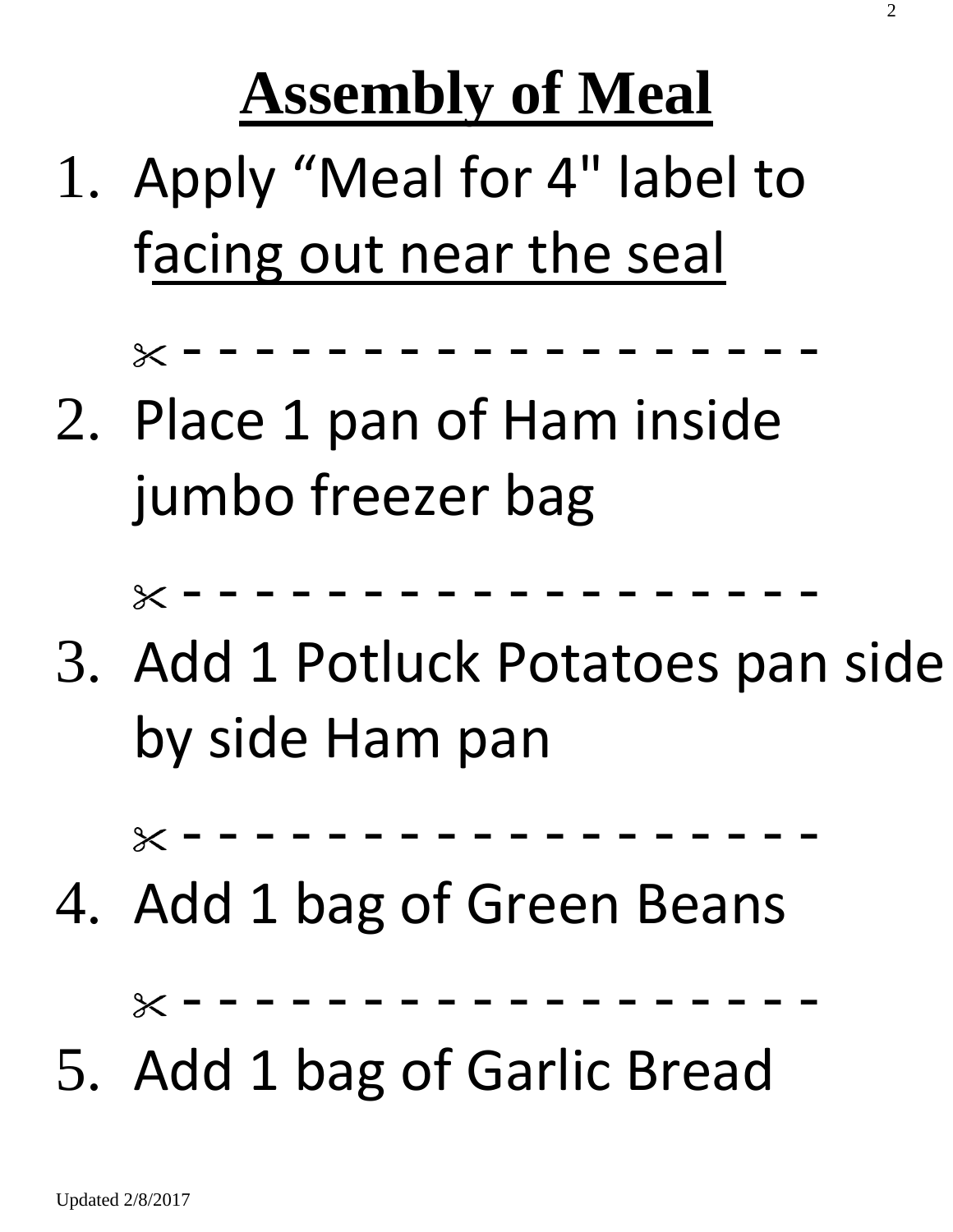# Assembly of Meal

1. Apply “Meal for 4" label to facing out near the seal

✂ - - - - - - - - - - - - - - - - - - - -

2. Place 1 pan of Ham inside jumbo freezer bag

✂ - - - - - - - - - - - - - - - - - - - -

3. Add 1 Potluck Potatoes pan side by side Ham pan

✂ - - - - - - - - - - - - - - - - - - - -

4. Add 1 bag of Green Beans

✂ - - - - - - - - - - - - - - - - - - - -

5. Add 1 bag of Garlic Bread

Updated 2/8/2017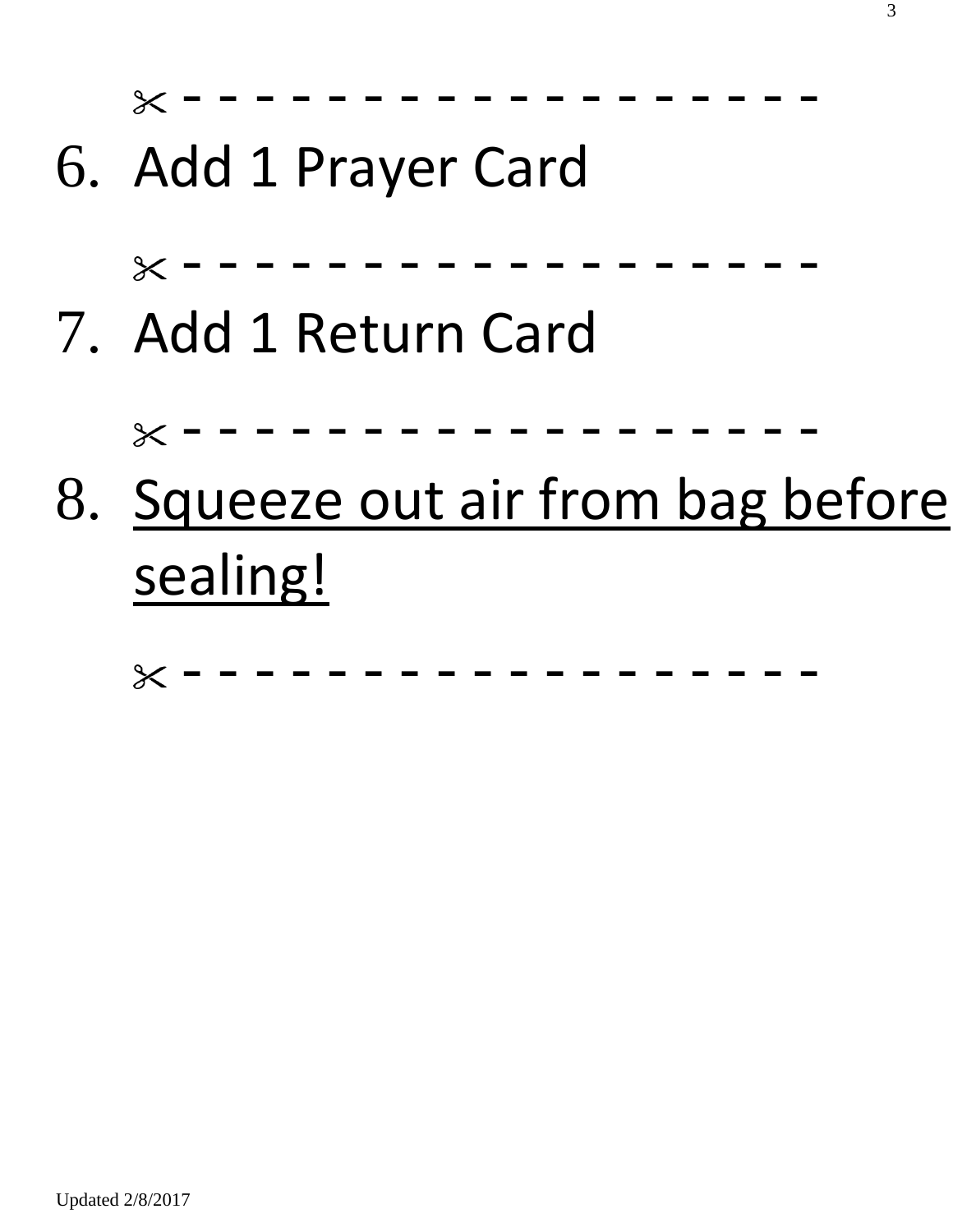✂ - - - - - - - - - - - - - - - - - - - -

6. Add 1 Prayer Card

✂ - - - - - - - - - - - - - - - - - - - -

7. Add 1 Return Card

✂ - - - - - - - - - - - - - - - - - - - -

8. <u>Squeeze out air from bag before sealing!</u>

✂ - - - - - - - - - - - - - - - - - - - -

Updated 2/8/2017